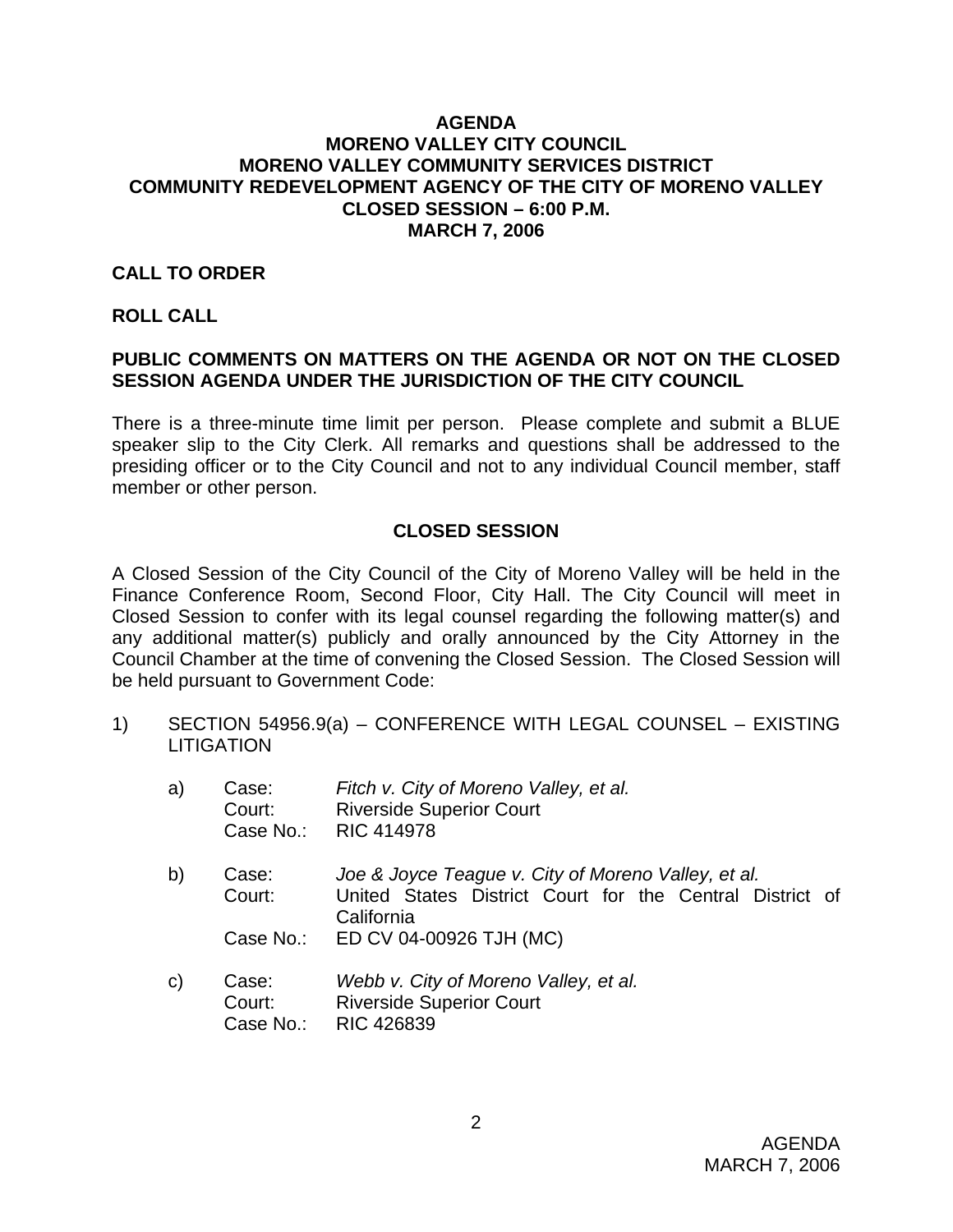# AGENDA
# MORENO VALLEY CITY COUNCIL
# MORENO VALLEY COMMUNITY SERVICES DISTRICT
# COMMUNITY REDEVELOPMENT AGENCY OF THE CITY OF MORENO VALLEY
# CLOSED SESSION – 6:00 P.M.
# MARCH 7, 2006

**CALL TO ORDER**

**ROLL CALL**

**PUBLIC COMMENTS ON MATTERS ON THE AGENDA OR NOT ON THE CLOSED SESSION AGENDA UNDER THE JURISDICTION OF THE CITY COUNCIL**

There is a three-minute time limit per person. Please complete and submit a BLUE speaker slip to the City Clerk. All remarks and questions shall be addressed to the presiding officer or to the City Council and not to any individual Council member, staff member or other person.

## CLOSED SESSION

A Closed Session of the City Council of the City of Moreno Valley will be held in the Finance Conference Room, Second Floor, City Hall. The City Council will meet in Closed Session to confer with its legal counsel regarding the following matter(s) and any additional matter(s) publicly and orally announced by the City Attorney in the Council Chamber at the time of convening the Closed Session. The Closed Session will be held pursuant to Government Code:

1) SECTION 54956.9(a) – CONFERENCE WITH LEGAL COUNSEL – EXISTING LITIGATION

   a) Case: *Fitch v. City of Moreno Valley, et al.*
      Court: Riverside Superior Court
      Case No.: RIC 414978

   b) Case: *Joe & Joyce Teague v. City of Moreno Valley, et al.*
      Court: United States District Court for the Central District of California
      Case No.: ED CV 04-00926 TJH (MC)

   c) Case: *Webb v. City of Moreno Valley, et al.*
      Court: Riverside Superior Court
      Case No.: RIC 426839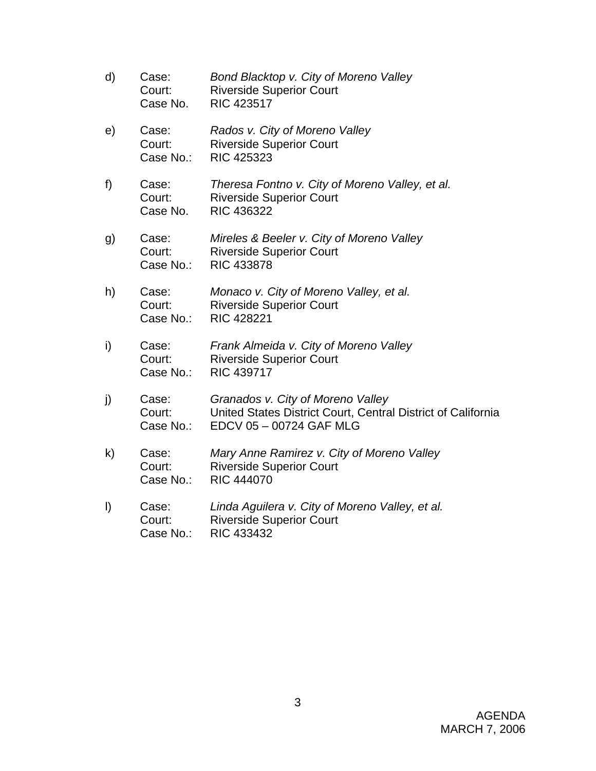d) Case: *Bond Blacktop v. City of Moreno Valley*
   Court: Riverside Superior Court
   Case No. RIC 423517

e) Case: *Rados v. City of Moreno Valley*
   Court: Riverside Superior Court
   Case No.: RIC 425323

f) Case: *Theresa Fontno v. City of Moreno Valley, et al.*
   Court: Riverside Superior Court
   Case No. RIC 436322

g) Case: *Mireles & Beeler v. City of Moreno Valley*
   Court: Riverside Superior Court
   Case No.: RIC 433878

h) Case: *Monaco v. City of Moreno Valley, et al.*
   Court: Riverside Superior Court
   Case No.: RIC 428221

i) Case: *Frank Almeida v. City of Moreno Valley*
   Court: Riverside Superior Court
   Case No.: RIC 439717

j) Case: *Granados v. City of Moreno Valley*
   Court: United States District Court, Central District of California
   Case No.: EDCV 05 – 00724 GAF MLG

k) Case: *Mary Anne Ramirez v. City of Moreno Valley*
   Court: Riverside Superior Court
   Case No.: RIC 444070

l) Case: *Linda Aguilera v. City of Moreno Valley, et al.*
   Court: Riverside Superior Court
   Case No.: RIC 433432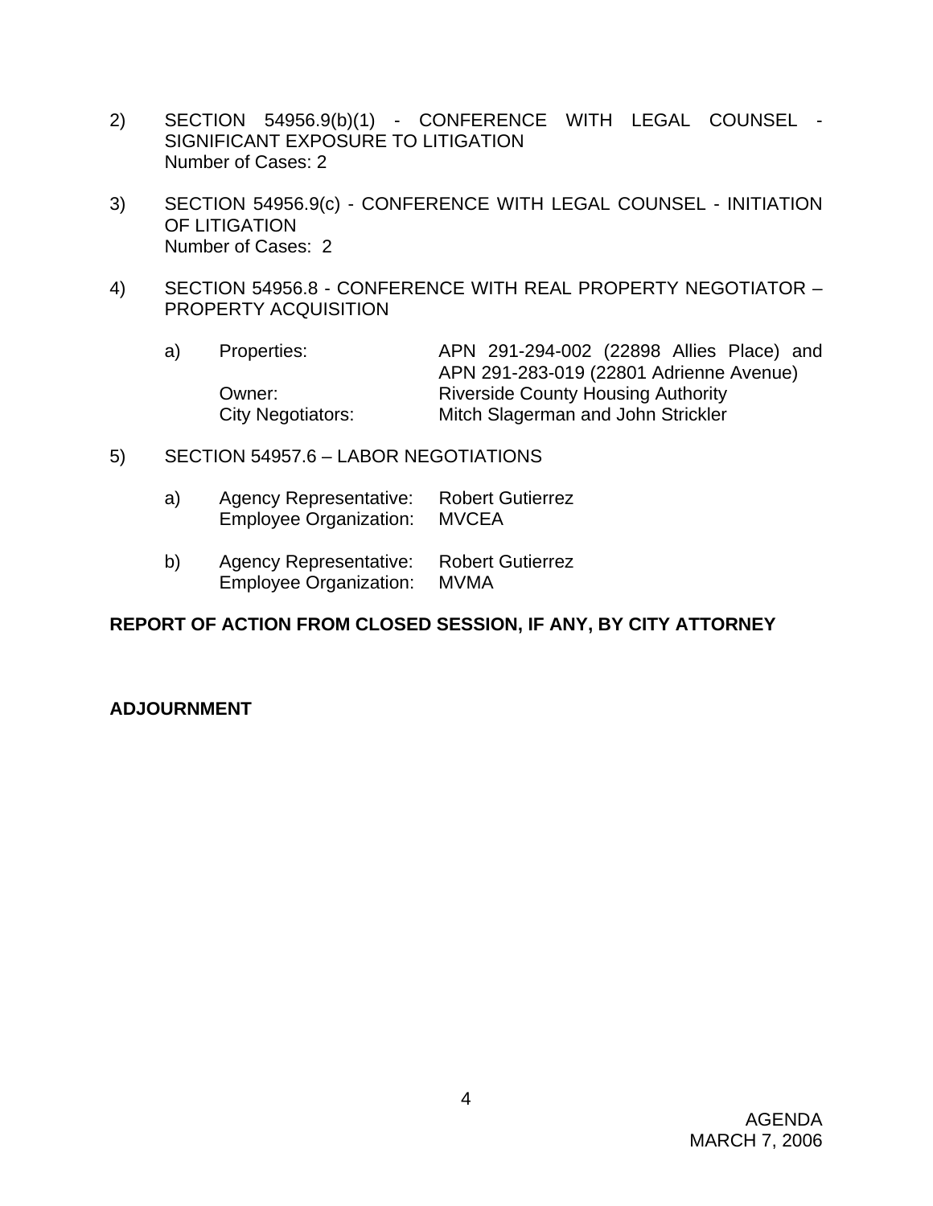2) SECTION 54956.9(b)(1) - CONFERENCE WITH LEGAL COUNSEL - SIGNIFICANT EXPOSURE TO LITIGATION
   Number of Cases: 2

3) SECTION 54956.9(c) - CONFERENCE WITH LEGAL COUNSEL - INITIATION OF LITIGATION
   Number of Cases: 2

4) SECTION 54956.8 - CONFERENCE WITH REAL PROPERTY NEGOTIATOR – PROPERTY ACQUISITION

   a) Properties: APN 291-294-002 (22898 Allies Place) and APN 291-283-019 (22801 Adrienne Avenue)
      Owner: Riverside County Housing Authority
      City Negotiators: Mitch Slagerman and John Strickler

5) SECTION 54957.6 – LABOR NEGOTIATIONS

   a) Agency Representative: Robert Gutierrez
      Employee Organization: MVCEA

   b) Agency Representative: Robert Gutierrez
      Employee Organization: MVMA

**REPORT OF ACTION FROM CLOSED SESSION, IF ANY, BY CITY ATTORNEY**

**ADJOURNMENT**